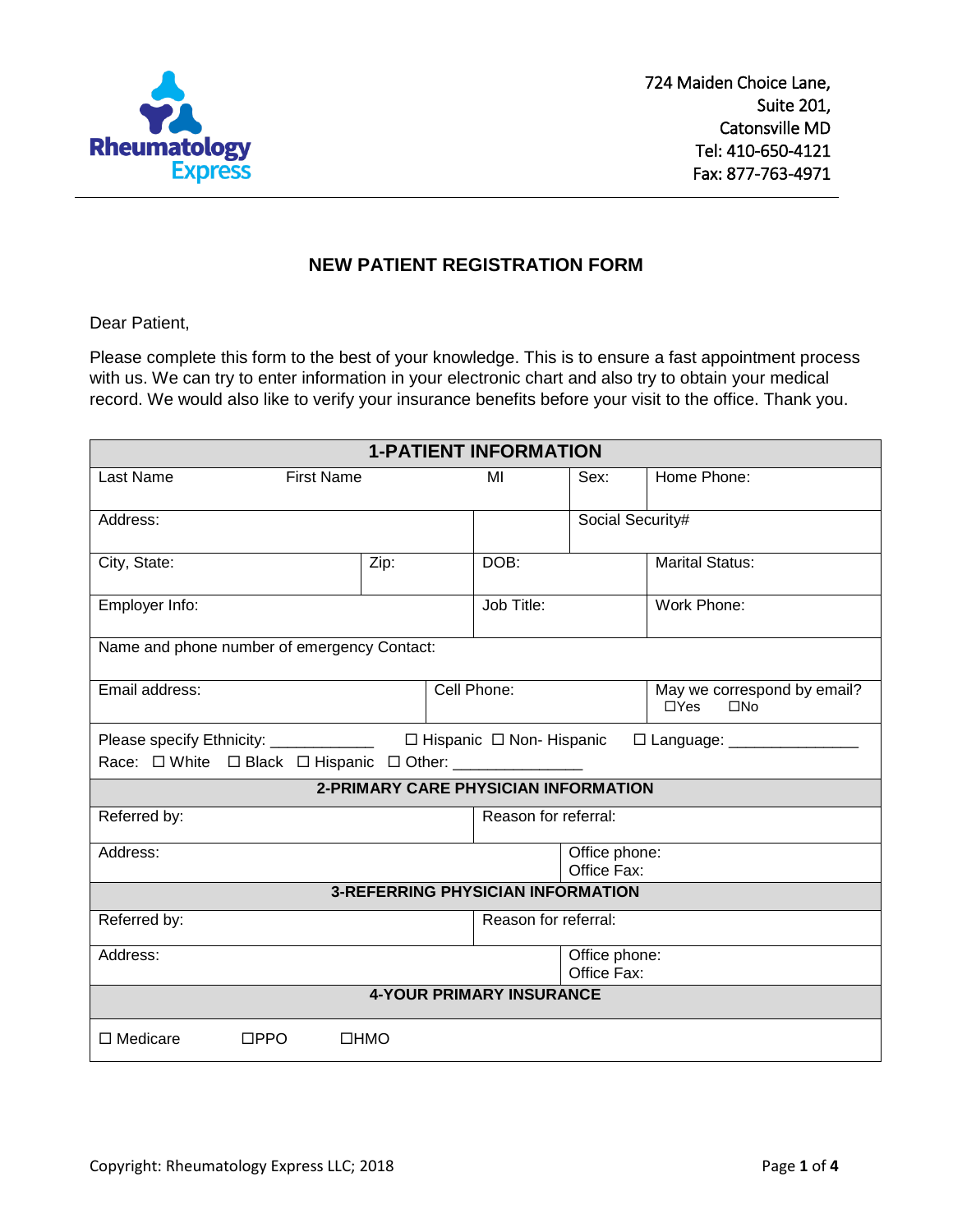Rheumatology Express

724 Maiden Choice Lane,
Suite 201,
Catonsville MD
Tel: 410-650-4121
Fax: 877-763-4971

# NEW PATIENT REGISTRATION FORM

Dear Patient,

Please complete this form to the best of your knowledge. This is to ensure a fast appointment process with us. We can try to enter information in your electronic chart and also try to obtain your medical record. We would also like to verify your insurance benefits before your visit to the office. Thank you.

| **1-PATIENT INFORMATION** | | | | |
|---|---|---|---|---|
| Last Name | First Name | MI | Sex: | Home Phone: |
| Address: | | | Social Security# | |
| City, State: | Zip: | DOB: | | Marital Status: |
| Employer Info: | | Job Title: | | Work Phone: |
| Name and phone number of emergency Contact: | | | | |
| Email address: | | Cell Phone: | | May we correspond by email? ☐Yes ☐No |
| Please specify Ethnicity: ____________ ☐ Hispanic ☐ Non- Hispanic ☐ Language: _______________ Race: ☐ White ☐ Black ☐ Hispanic ☐ Other: _______________ | | | | |
| **2-PRIMARY CARE PHYSICIAN INFORMATION** | | | | |
| Referred by: | | Reason for referral: | | |
| Address: | | | Office phone: Office Fax: | |
| **3-REFERRING PHYSICIAN INFORMATION** | | | | |
| Referred by: | | Reason for referral: | | |
| Address: | | | Office phone: Office Fax: | |
| **4-YOUR PRIMARY INSURANCE** | | | | |
| ☐ Medicare ☐PPO ☐HMO | | | | |

Copyright: Rheumatology Express LLC; 2018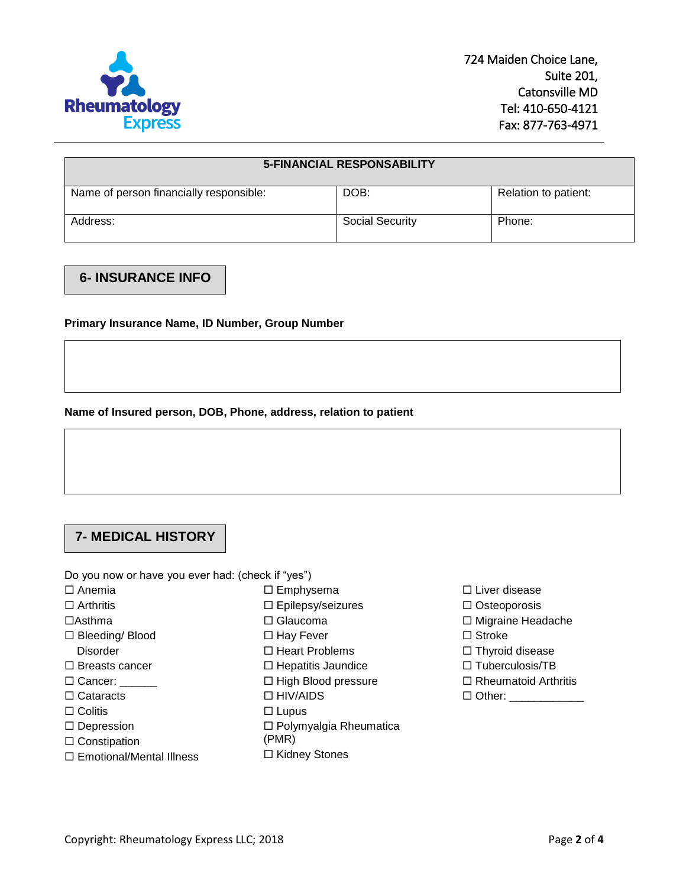Rheumatology Express

724 Maiden Choice Lane,
Suite 201,
Catonsville MD
Tel: 410-650-4121
Fax: 877-763-4971

| 5-FINANCIAL RESPONSABILITY | | |
|---|---|---|
| Name of person financially responsible: | DOB: | Relation to patient: |
| Address: | Social Security | Phone: |

## 6- INSURANCE INFO

**Primary Insurance Name, ID Number, Group Number**

| |
|---|
| |

**Name of Insured person, DOB, Phone, address, relation to patient**

| |
|---|
| |

## 7- MEDICAL HISTORY

Do you now or have you ever had: (check if "yes")

- ☐ Anemia
- ☐ Arthritis
- ☐Asthma
- ☐ Bleeding/ Blood Disorder
- ☐ Breasts cancer
- ☐ Cancer: ______
- ☐ Cataracts
- ☐ Colitis
- ☐ Depression
- ☐ Constipation
- ☐ Emotional/Mental Illness
- ☐ Emphysema
- ☐ Epilepsy/seizures
- ☐ Glaucoma
- ☐ Hay Fever
- ☐ Heart Problems
- ☐ Hepatitis Jaundice
- ☐ High Blood pressure
- ☐ HIV/AIDS
- ☐ Lupus
- ☐ Polymyalgia Rheumatica (PMR)
- ☐ Kidney Stones
- ☐ Liver disease
- ☐ Osteoporosis
- ☐ Migraine Headache
- ☐ Stroke
- ☐ Thyroid disease
- ☐ Tuberculosis/TB
- ☐ Rheumatoid Arthritis
- ☐ Other: ____________

Copyright: Rheumatology Express LLC; 2018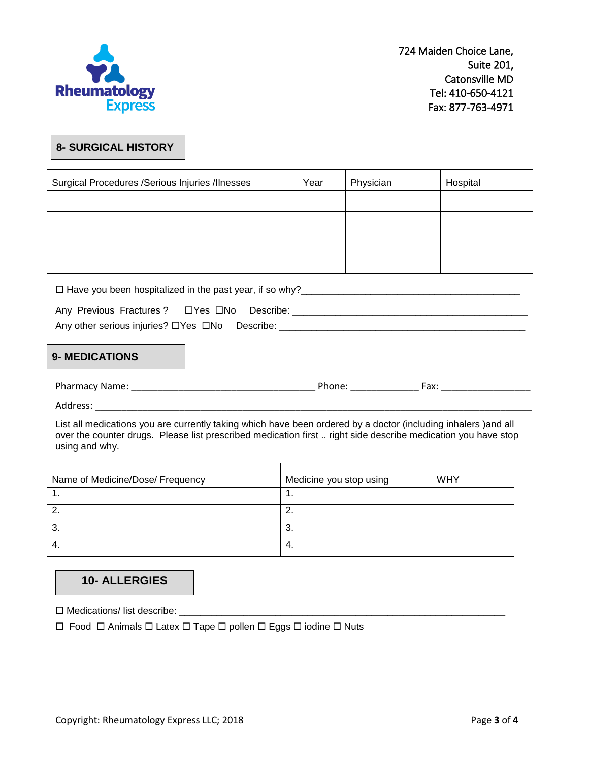Rheumatology Express

724 Maiden Choice Lane,
Suite 201,
Catonsville MD
Tel: 410-650-4121
Fax: 877-763-4971

## 8- SURGICAL HISTORY

| Surgical Procedures /Serious Injuries /Ilnesses | Year | Physician | Hospital |
|---|---|---|---|
| | | | |
| | | | |
| | | | |
| | | | |

☐ Have you been hospitalized in the past year, if so why?___________________________________________

Any Previous Fractures ? ☐Yes ☐No Describe: ______________________________________________

Any other serious injuries? ☐Yes ☐No Describe: ________________________________________________

## 9- MEDICATIONS

Pharmacy Name: ___________________________________ Phone: _____________ Fax: _________________

Address: ________________________________________________________________________________________

List all medications you are currently taking which have been ordered by a doctor (including inhalers )and all over the counter drugs. Please list prescribed medication first .. right side describe medication you have stop using and why.

| Name of Medicine/Dose/ Frequency | Medicine you stop using WHY |
|---|---|
| 1. | 1. |
| 2. | 2. |
| 3. | 3. |
| 4. | 4. |

## 10- ALLERGIES

☐ Medications/ list describe: _______________________________________________________________

☐ Food ☐ Animals ☐ Latex ☐ Tape ☐ pollen ☐ Eggs ☐ iodine ☐ Nuts

Copyright: Rheumatology Express LLC; 2018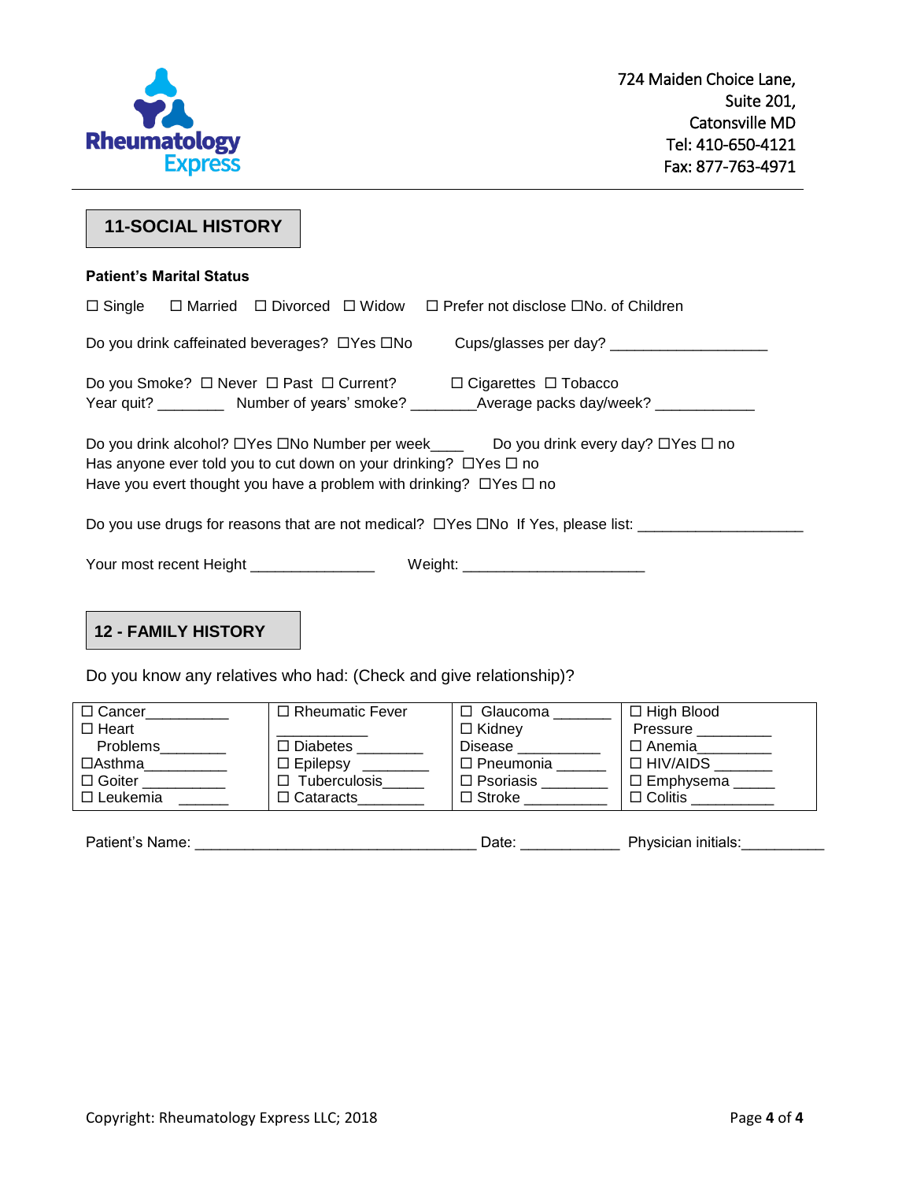Rheumatology Express

724 Maiden Choice Lane,
Suite 201,
Catonsville MD
Tel: 410-650-4121
Fax: 877-763-4971

## 11-SOCIAL HISTORY

**Patient's Marital Status**

☐ Single ☐ Married ☐ Divorced ☐ Widow ☐ Prefer not disclose ☐No. of Children

Do you drink caffeinated beverages? ☐Yes ☐No Cups/glasses per day? ___________________

Do you Smoke? ☐ Never ☐ Past ☐ Current? ☐ Cigarettes ☐ Tobacco
Year quit? ________ Number of years' smoke? ________Average packs day/week? ____________

Do you drink alcohol? ☐Yes ☐No Number per week____ Do you drink every day? ☐Yes ☐ no
Has anyone ever told you to cut down on your drinking? ☐Yes ☐ no
Have you evert thought you have a problem with drinking? ☐Yes ☐ no

Do you use drugs for reasons that are not medical? ☐Yes ☐No If Yes, please list: ____________________

Your most recent Height _______________ Weight: ______________________

## 12 - FAMILY HISTORY

Do you know any relatives who had: (Check and give relationship)?

| | | | |
|---|---|---|---|
| ☐ Cancer__________ | ☐ Rheumatic Fever ___________ | ☐ Glaucoma _______ | ☐ High Blood Pressure _________ |
| ☐ Heart Problems________ | ☐ Diabetes ________ | ☐ Kidney Disease __________ | ☐ Anemia_________ |
| ☐Asthma__________ | ☐ Epilepsy ________ | ☐ Pneumonia ______ | ☐ HIV/AIDS _______ |
| ☐ Goiter __________ | ☐ Tuberculosis_____ | ☐ Psoriasis ________ | ☐ Emphysema _____ |
| ☐ Leukemia ______ | ☐ Cataracts________ | ☐ Stroke __________ | ☐ Colitis __________ |

Patient's Name: __________________________________ Date: ____________ Physician initials:__________

Copyright: Rheumatology Express LLC; 2018